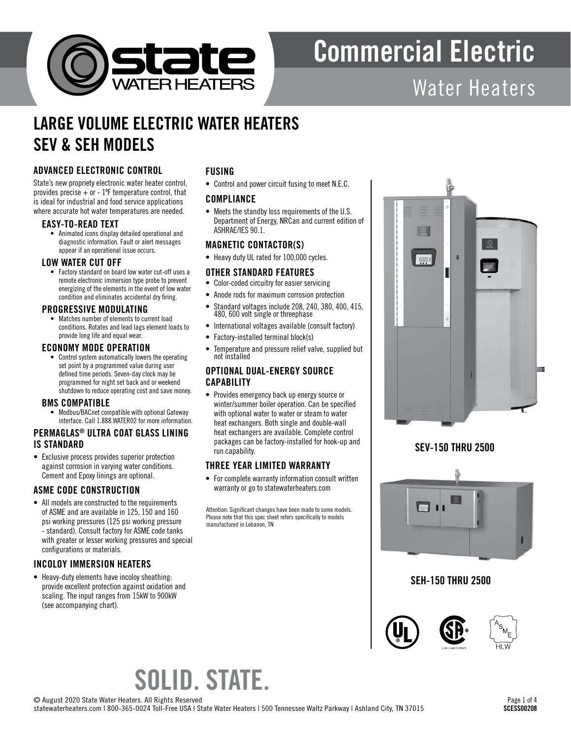# Commercial Electric

## Water Heaters

# LARGE VOLUME ELECTRIC WATER HEATERS SEV & SEH MODELS

### ADVANCED ELECTRONIC CONTROL

State's new propriety electronic water heater control, provides precise + or - 1ºF temperature control, that is ideal for industrial and food service applications where accurate hot water temperatures are needed.

#### EASY-TO-READ TEXT

- Animated icons display detailed operational and diagnostic information. Fault or alert messages appear if an operational issue occurs.

#### LOW WATER CUT OFF

- Factory standard on board low water cut-off uses a remote electronic immersion type probe to prevent energizing of the elements in the event of low water condition and eliminates accidental dry firing.

#### PROGRESSIVE MODULATING

- Matches number of elements to current load conditions. Rotates and lead lags element loads to provide long life and equal wear.

#### ECONOMY MODE OPERATION

- Control system automatically lowers the operating set point by a programmed value during user defined time periods. Seven-day clock may be programmed for night set back and or weekend shutdown to reduce operating cost and save money.

#### BMS COMPATIBLE

- Modbus/BACnet compatible with optional Gateway interface. Call 1.888.WATER02 for more information.

### PERMAGLAS® ULTRA COAT GLASS LINING IS STANDARD

- Exclusive process provides superior protection against corrosion in varying water conditions. Cement and Epoxy linings are optional.

### ASME CODE CONSTRUCTION

- All models are constructed to the requirements of ASME and are available in 125, 150 and 160 psi working pressures (125 psi working pressure - standard). Consult factory for ASME code tanks with greater or lesser working pressures and special configurations or materials.

### INCOLOY IMMERSION HEATERS

- Heavy-duty elements have incoloy sheathing: provide excellent protection against oxidation and scaling. The input ranges from 15kW to 900kW (see accompanying chart).

### FUSING

- Control and power circuit fusing to meet N.E.C.

### COMPLIANCE

- Meets the standby loss requirements of the U.S. Department of Energy, NRCan and current edition of ASHRAE/IES 90.1.

### MAGNETIC CONTACTOR(S)

- Heavy duty UL rated for 100,000 cycles.

### OTHER STANDARD FEATURES

- Color-coded circuitry for easier servicing
- Anode rods for maximum corrosion protection
- Standard voltages include 208, 240, 380, 400, 415, 480, 600 volt single or threephase
- International voltages available (consult factory)
- Factory-installed terminal block(s)
- Temperature and pressure relief valve, supplied but not installed

### OPTIONAL DUAL-ENERGY SOURCE CAPABILITY

- Provides emergency back up energy source or winter/summer boiler operation. Can be specified with optional water to water or steam to water heat exchangers. Both single and double-wall heat exchangers are available. Complete control packages can be factory-installed for hook-up and run capability.

### THREE YEAR LIMITED WARRANTY

- For complete warranty information consult written warranty or go to statewaterheaters.com

Attention: Significant changes have been made to some models. Please note that this spec sheet refers specifically to models manufactured in Lebanon, TN

**SEV-150 THRU 2500**

**SEH-150 THRU 2500**

# SOLID. STATE.

© August 2020 State Water Heaters. All Rights Reserved
statewaterheaters.com | 800-365-0024 Toll-Free USA | State Water Heaters | 500 Tennessee Waltz Parkway | Ashland City, TN 37015

SCESS00208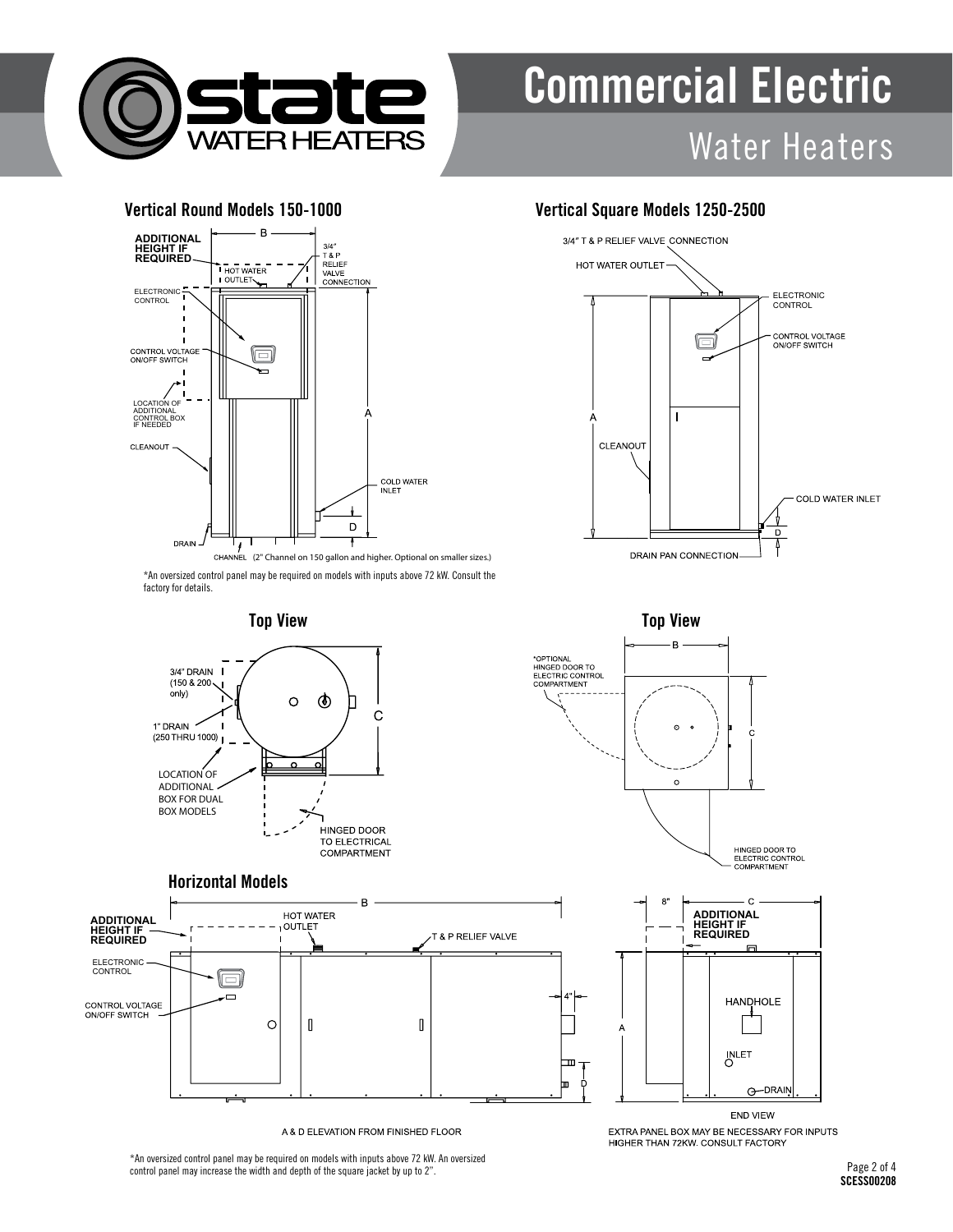# Commercial Electric

## Water Heaters

### Vertical Round Models 150-1000

ADDITIONAL HEIGHT IF REQUIRED

HOT WATER OUTLET

3/4" T & P RELIEF VALVE CONNECTION

ELECTRONIC CONTROL

CONTROL VOLTAGE ON/OFF SWITCH

LOCATION OF ADDITIONAL CONTROL BOX IF NEEDED

CLEANOUT

COLD WATER INLET

DRAIN

CHANNEL (2" Channel on 150 gallon and higher. Optional on smaller sizes.)

*An oversized control panel may be required on models with inputs above 72 kW. Consult the factory for details.

### Vertical Square Models 1250-2500

3/4" T & P RELIEF VALVE CONNECTION

HOT WATER OUTLET

ELECTRONIC CONTROL

CONTROL VOLTAGE ON/OFF SWITCH

CLEANOUT

COLD WATER INLET

DRAIN PAN CONNECTION

### Top View

3/4" DRAIN (150 & 200 only)

1" DRAIN (250 THRU 1000)

LOCATION OF ADDITIONAL BOX FOR DUAL BOX MODELS

HINGED DOOR TO ELECTRICAL COMPARTMENT

### Top View

*OPTIONAL HINGED DOOR TO ELECTRIC CONTROL COMPARTMENT

HINGED DOOR TO ELECTRIC CONTROL COMPARTMENT

### Horizontal Models

ADDITIONAL HEIGHT IF REQUIRED

HOT WATER OUTLET

T & P RELIEF VALVE

ELECTRONIC CONTROL

CONTROL VOLTAGE ON/OFF SWITCH

A & D ELEVATION FROM FINISHED FLOOR

ADDITIONAL HEIGHT IF REQUIRED

HANDHOLE

INLET

DRAIN

END VIEW

EXTRA PANEL BOX MAY BE NECESSARY FOR INPUTS HIGHER THAN 72KW. CONSULT FACTORY

*An oversized control panel may be required on models with inputs above 72 kW. An oversized control panel may increase the width and depth of the square jacket by up to 2".

SCESS00208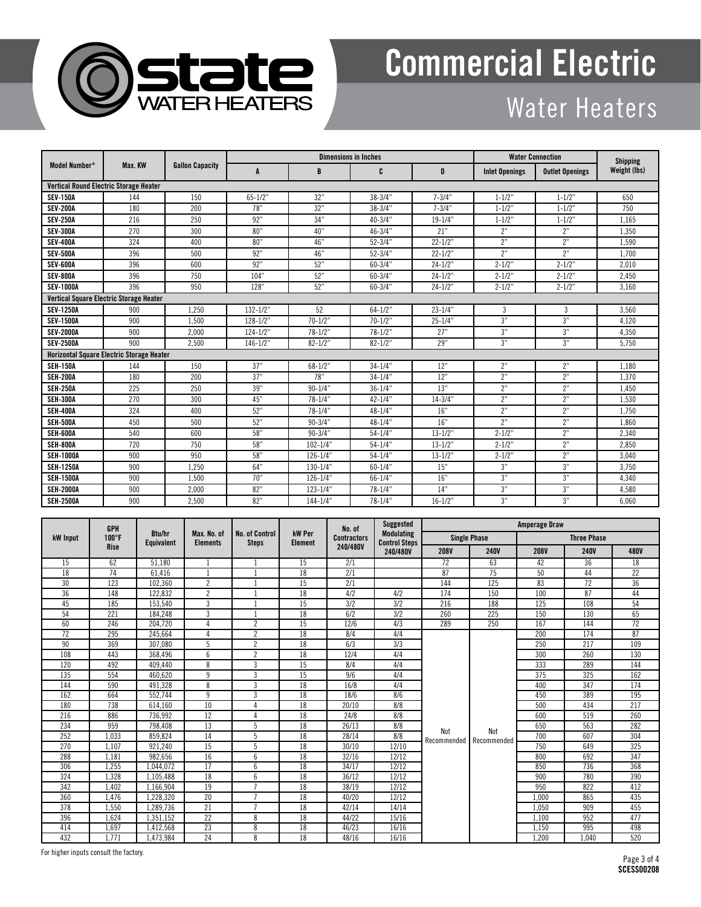# Commercial Electric

## Water Heaters

| Model Number* | Max. KW | Gallon Capacity | Dimensions in Inches | | | | Water Connection | | Shipping Weight (lbs) |
|---|---|---|---|---|---|---|---|---|---|
| | | | A | B | C | D | Inlet Openings | Outlet Openings | |
| **Vertical Round Electric Storage Heater** | | | | | | | | | |
| **SEV-150A** | 144 | 150 | 65-1/2" | 32" | 38-3/4" | 7-3/4" | 1-1/2" | 1-1/2" | 650 |
| **SEV-200A** | 180 | 200 | 78" | 32" | 38-3/4" | 7-3/4" | 1-1/2" | 1-1/2" | 750 |
| **SEV-250A** | 216 | 250 | 92" | 34" | 40-3/4" | 19-1/4" | 1-1/2" | 1-1/2" | 1,165 |
| **SEV-300A** | 270 | 300 | 80" | 40" | 46-3/4" | 21" | 2" | 2" | 1,350 |
| **SEV-400A** | 324 | 400 | 80" | 46" | 52-3/4" | 22-1/2" | 2" | 2" | 1,590 |
| **SEV-500A** | 396 | 500 | 92" | 46" | 52-3/4" | 22-1/2" | 2" | 2" | 1,700 |
| **SEV-600A** | 396 | 600 | 92" | 52" | 60-3/4" | 24-1/2" | 2-1/2" | 2-1/2" | 2,010 |
| **SEV-800A** | 396 | 750 | 104" | 52" | 60-3/4" | 24-1/2" | 2-1/2" | 2-1/2" | 2,450 |
| **SEV-1000A** | 396 | 950 | 128" | 52" | 60-3/4" | 24-1/2" | 2-1/2" | 2-1/2" | 3,160 |
| **Vertical Square Electric Storage Heater** | | | | | | | | | |
| **SEV-1250A** | 900 | 1,250 | 132-1/2" | 52 | 64-1/2" | 23-1/4" | 3 | 3 | 3,560 |
| **SEV-1500A** | 900 | 1,500 | 128-1/2" | 70-1/2" | 70-1/2" | 25-1/4" | 3" | 3" | 4,120 |
| **SEV-2000A** | 900 | 2,000 | 124-1/2" | 78-1/2" | 78-1/2" | 27" | 3" | 3" | 4,350 |
| **SEV-2500A** | 900 | 2,500 | 146-1/2" | 82-1/2" | 82-1/2" | 29" | 3" | 3" | 5,750 |
| **Horizontal Square Electric Storage Heater** | | | | | | | | | |
| **SEH-150A** | 144 | 150 | 37" | 68-1/2" | 34-1/4" | 12" | 2" | 2" | 1,180 |
| **SEH-200A** | 180 | 200 | 37" | 78" | 34-1/4" | 12" | 2" | 2" | 1,370 |
| **SEH-250A** | 225 | 250 | 39" | 90-1/4" | 36-1/4" | 13" | 2" | 2" | 1,450 |
| **SEH-300A** | 270 | 300 | 45" | 78-1/4" | 42-1/4" | 14-3/4" | 2" | 2" | 1,530 |
| **SEH-400A** | 324 | 400 | 52" | 78-1/4" | 48-1/4" | 16" | 2" | 2" | 1,750 |
| **SEH-500A** | 450 | 500 | 52" | 90-3/4" | 48-1/4" | 16" | 2" | 2" | 1,860 |
| **SEH-600A** | 540 | 600 | 58" | 90-3/4" | 54-1/4" | 13-1/2" | 2-1/2" | 2" | 2,340 |
| **SEH-800A** | 720 | 750 | 58" | 102-1/4" | 54-1/4" | 13-1/2" | 2-1/2" | 2" | 2,850 |
| **SEH-1000A** | 900 | 950 | 58" | 126-1/4" | 54-1/4" | 13-1/2" | 2-1/2" | 2" | 3,040 |
| **SEH-1250A** | 900 | 1,250 | 64" | 130-1/4" | 60-1/4" | 15" | 3" | 3" | 3,750 |
| **SEH-1500A** | 900 | 1,500 | 70" | 126-1/4" | 66-1/4" | 16" | 3" | 3" | 4,340 |
| **SEH-2000A** | 900 | 2,000 | 82" | 123-1/4" | 78-1/4" | 14" | 3" | 3" | 4,580 |
| **SEH-2500A** | 900 | 2,500 | 82" | 144-1/4" | 78-1/4" | 16-1/2" | 3" | 3" | 6,060 |

| kW Input | GPH 100°F Rise | Btu/hr Equivalent | Max. No. of Elements | No. of Control Steps | kW Per Element | No. of Contractors 240/480V | Suggested Modulating Control Steps 240/480V | Amperage Draw | | | | |
|---|---|---|---|---|---|---|---|---|---|---|---|---|
| | | | | | | | | Single Phase | | Three Phase | | |
| | | | | | | | | 208V | 240V | 208V | 240V | 480V |
| 15 | 62 | 51,180 | 1 | 1 | 15 | 2/1 | | 72 | 63 | 42 | 36 | 18 |
| 18 | 74 | 61,416 | 1 | 1 | 18 | 2/1 | | 87 | 75 | 50 | 44 | 22 |
| 30 | 123 | 102,360 | 2 | 1 | 15 | 2/1 | | 144 | 125 | 83 | 72 | 36 |
| 36 | 148 | 122,832 | 2 | 1 | 18 | 4/2 | 4/2 | 174 | 150 | 100 | 87 | 44 |
| 45 | 185 | 153,540 | 3 | 1 | 15 | 3/2 | 3/2 | 216 | 188 | 125 | 108 | 54 |
| 54 | 221 | 184,248 | 3 | 1 | 18 | 6/2 | 3/2 | 260 | 225 | 150 | 130 | 65 |
| 60 | 246 | 204,720 | 4 | 2 | 15 | 12/6 | 4/3 | 289 | 250 | 167 | 144 | 72 |
| 72 | 295 | 245,664 | 4 | 2 | 18 | 8/4 | 4/4 | Not Recommended | Not Recommended | 200 | 174 | 87 |
| 90 | 369 | 307,080 | 5 | 2 | 18 | 6/3 | 3/3 | | | 250 | 217 | 109 |
| 108 | 443 | 368,496 | 6 | 2 | 18 | 12/4 | 4/4 | | | 300 | 260 | 130 |
| 120 | 492 | 409,440 | 8 | 3 | 15 | 8/4 | 4/4 | | | 333 | 289 | 144 |
| 135 | 554 | 460,620 | 9 | 3 | 15 | 9/6 | 4/4 | | | 375 | 325 | 162 |
| 144 | 590 | 491,328 | 8 | 3 | 18 | 16/8 | 4/4 | | | 400 | 347 | 174 |
| 162 | 664 | 552,744 | 9 | 3 | 18 | 18/6 | 8/6 | | | 450 | 389 | 195 |
| 180 | 738 | 614,160 | 10 | 4 | 18 | 20/10 | 8/8 | | | 500 | 434 | 217 |
| 216 | 886 | 736,992 | 12 | 4 | 18 | 24/8 | 8/8 | | | 600 | 519 | 260 |
| 234 | 959 | 798,408 | 13 | 5 | 18 | 26/13 | 8/8 | | | 650 | 563 | 282 |
| 252 | 1,033 | 859,824 | 14 | 5 | 18 | 28/14 | 8/8 | | | 700 | 607 | 304 |
| 270 | 1,107 | 921,240 | 15 | 5 | 18 | 30/10 | 12/10 | | | 750 | 649 | 325 |
| 288 | 1,181 | 982,656 | 16 | 6 | 18 | 32/16 | 12/12 | | | 800 | 692 | 347 |
| 306 | 1,255 | 1,044,072 | 17 | 6 | 18 | 34/17 | 12/12 | | | 850 | 736 | 368 |
| 324 | 1,328 | 1,105,488 | 18 | 6 | 18 | 36/12 | 12/12 | | | 900 | 780 | 390 |
| 342 | 1,402 | 1,166,904 | 19 | 7 | 18 | 38/19 | 12/12 | | | 950 | 822 | 412 |
| 360 | 1,476 | 1,228,320 | 20 | 7 | 18 | 40/20 | 12/12 | | | 1,000 | 865 | 435 |
| 378 | 1,550 | 1,289,736 | 21 | 7 | 18 | 42/14 | 14/14 | | | 1,050 | 909 | 455 |
| 396 | 1,624 | 1,351,152 | 22 | 8 | 18 | 44/22 | 15/16 | | | 1,100 | 952 | 477 |
| 414 | 1,697 | 1,412,568 | 23 | 8 | 18 | 46/23 | 16/16 | | | 1,150 | 995 | 498 |
| 432 | 1,771 | 1,473,984 | 24 | 8 | 18 | 48/16 | 16/16 | | | 1,200 | 1,040 | 520 |

For higher inputs consult the factory.

SCESS00208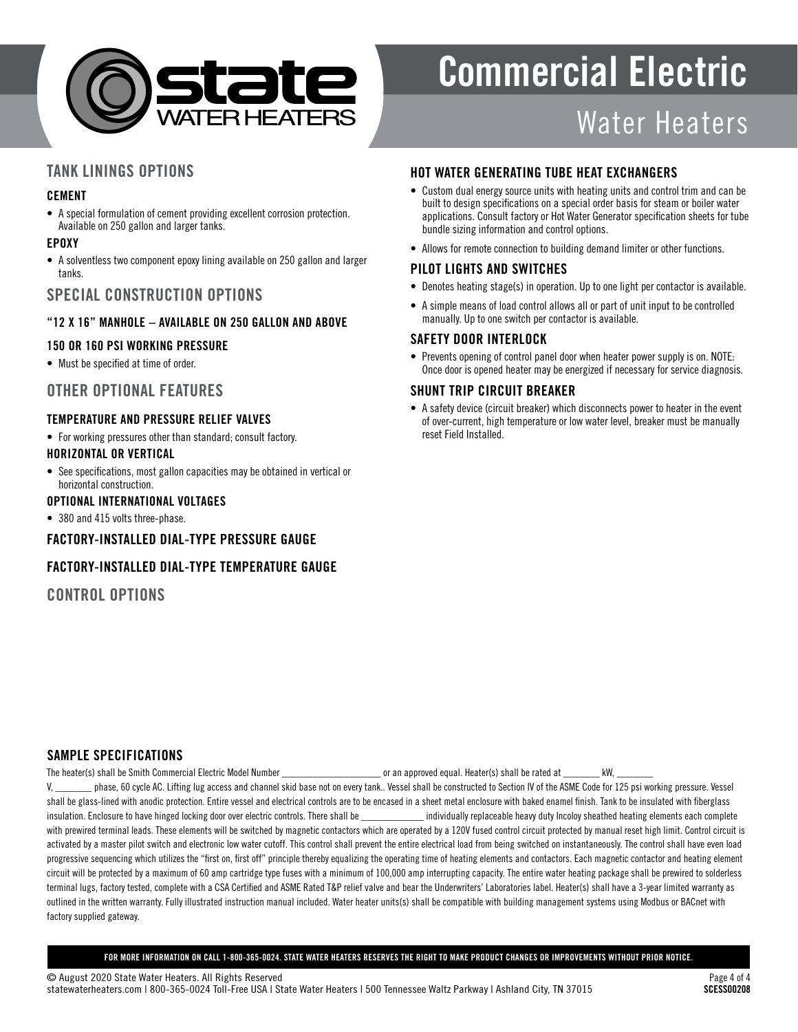# Commercial Electric

## Water Heaters

## TANK LININGS OPTIONS

### CEMENT

- A special formulation of cement providing excellent corrosion protection. Available on 250 gallon and larger tanks.

### EPOXY

- A solventless two component epoxy lining available on 250 gallon and larger tanks.

## SPECIAL CONSTRUCTION OPTIONS

### "12 X 16" MANHOLE – AVAILABLE ON 250 GALLON AND ABOVE

### 150 OR 160 PSI WORKING PRESSURE

- Must be specified at time of order.

## OTHER OPTIONAL FEATURES

### TEMPERATURE AND PRESSURE RELIEF VALVES

- For working pressures other than standard; consult factory.

### HORIZONTAL OR VERTICAL

- See specifications, most gallon capacities may be obtained in vertical or horizontal construction.

### OPTIONAL INTERNATIONAL VOLTAGES

- 380 and 415 volts three-phase.

### FACTORY-INSTALLED DIAL-TYPE PRESSURE GAUGE

### FACTORY-INSTALLED DIAL-TYPE TEMPERATURE GAUGE

## CONTROL OPTIONS

### HOT WATER GENERATING TUBE HEAT EXCHANGERS

- Custom dual energy source units with heating units and control trim and can be built to design specifications on a special order basis for steam or boiler water applications. Consult factory or Hot Water Generator specification sheets for tube bundle sizing information and control options.
- Allows for remote connection to building demand limiter or other functions.

### PILOT LIGHTS AND SWITCHES

- Denotes heating stage(s) in operation. Up to one light per contactor is available.
- A simple means of load control allows all or part of unit input to be controlled manually. Up to one switch per contactor is available.

### SAFETY DOOR INTERLOCK

- Prevents opening of control panel door when heater power supply is on. NOTE: Once door is opened heater may be energized if necessary for service diagnosis.

### SHUNT TRIP CIRCUIT BREAKER

- A safety device (circuit breaker) which disconnects power to heater in the event of over-current, high temperature or low water level, breaker must be manually reset Field Installed.

### SAMPLE SPECIFICATIONS

The heater(s) shall be Smith Commercial Electric Model Number ____________________ or an approved equal. Heater(s) shall be rated at _______ kW, _______ V, _______ phase, 60 cycle AC. Lifting lug access and channel skid base not on every tank.. Vessel shall be constructed to Section IV of the ASME Code for 125 psi working pressure. Vessel shall be glass-lined with anodic protection. Entire vessel and electrical controls are to be encased in a sheet metal enclosure with baked enamel finish. Tank to be insulated with fiberglass insulation. Enclosure to have hinged locking door over electric controls. There shall be ____________ individually replaceable heavy duty Incoloy sheathed heating elements each complete with prewired terminal leads. These elements will be switched by magnetic contactors which are operated by a 120V fused control circuit protected by manual reset high limit. Control circuit is activated by a master pilot switch and electronic low water cutoff. This control shall prevent the entire electrical load from being switched on instantaneously. The control shall have even load progressive sequencing which utilizes the "first on, first off" principle thereby equalizing the operating time of heating elements and contactors. Each magnetic contactor and heating element circuit will be protected by a maximum of 60 amp cartridge type fuses with a minimum of 100,000 amp interrupting capacity. The entire water heating package shall be prewired to solderless terminal lugs, factory tested, complete with a CSA Certified and ASME Rated T&P relief valve and bear the Underwriters' Laboratories label. Heater(s) shall have a 3-year limited warranty as outlined in the written warranty. Fully illustrated instruction manual included. Water heater units(s) shall be compatible with building management systems using Modbus or BACnet with factory supplied gateway.

FOR MORE INFORMATION ON CALL 1-800-365-0024. STATE WATER HEATERS RESERVES THE RIGHT TO MAKE PRODUCT CHANGES OR IMPROVEMENTS WITHOUT PRIOR NOTICE.

© August 2020 State Water Heaters. All Rights Reserved
statewaterheaters.com | 800-365-0024 Toll-Free USA | State Water Heaters | 500 Tennessee Waltz Parkway | Ashland City, TN 37015

SCESS00208